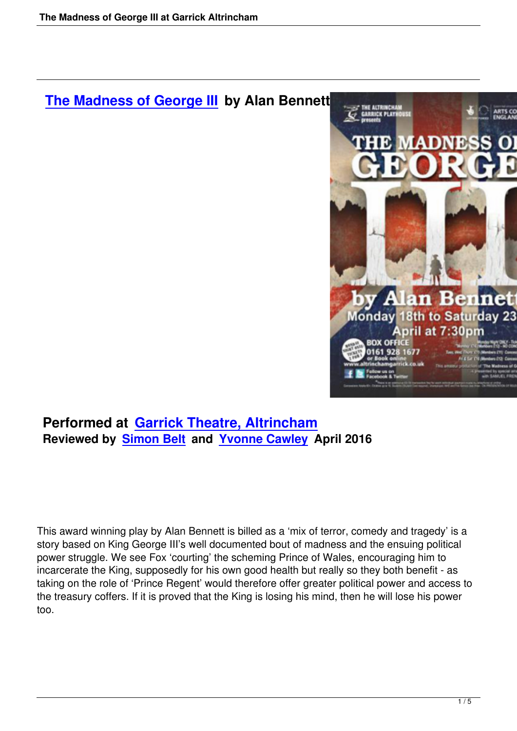## The Madness of George III by Alan Bennett

**Performed at Garrick Theatre, Altrincham**
**Reviewed by Simon Belt and Yvonne Cawley April 2016**

This award winning play by Alan Bennett is billed as a 'mix of terror, comedy and tragedy' is a story based on King George III's well documented bout of madness and the ensuing political power struggle. We see Fox 'courting' the scheming Prince of Wales, encouraging him to incarcerate the King, supposedly for his own good health but really so they both benefit - as taking on the role of 'Prince Regent' would therefore offer greater political power and access to the treasury coffers. If it is proved that the King is losing his mind, then he will lose his power too.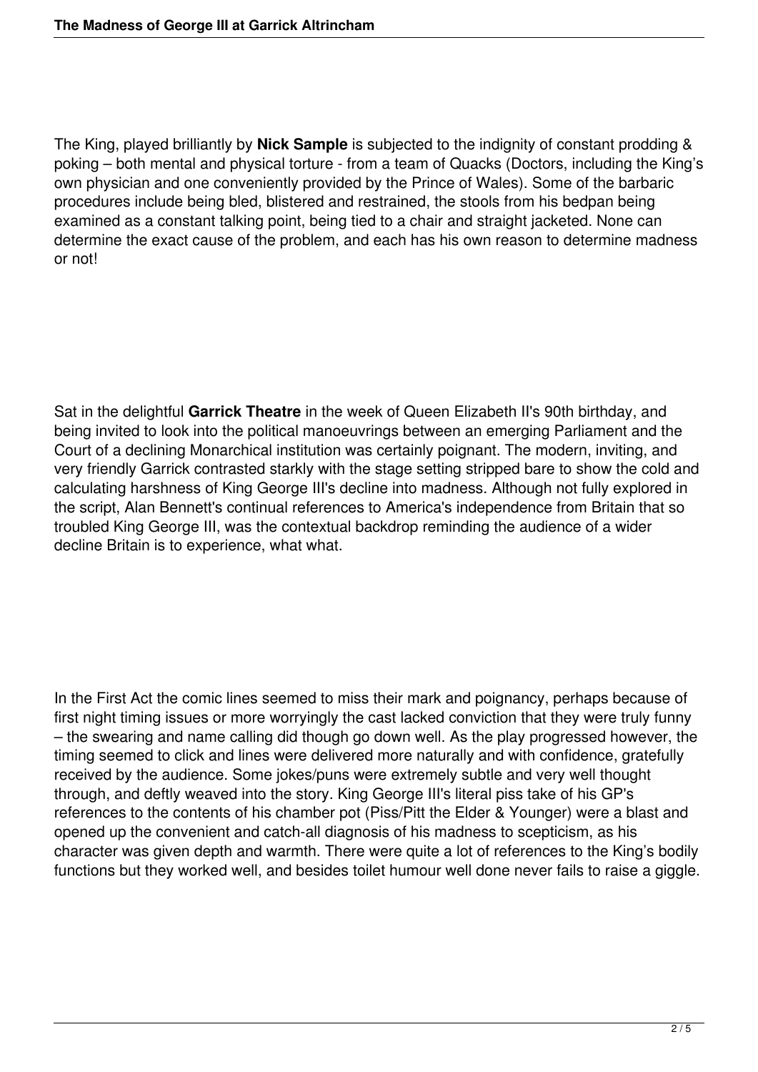The King, played brilliantly by **Nick Sample** is subjected to the indignity of constant prodding & poking – both mental and physical torture - from a team of Quacks (Doctors, including the King's own physician and one conveniently provided by the Prince of Wales). Some of the barbaric procedures include being bled, blistered and restrained, the stools from his bedpan being examined as a constant talking point, being tied to a chair and straight jacketed. None can determine the exact cause of the problem, and each has his own reason to determine madness or not!

Sat in the delightful **Garrick Theatre** in the week of Queen Elizabeth II's 90th birthday, and being invited to look into the political manoeuvrings between an emerging Parliament and the Court of a declining Monarchical institution was certainly poignant. The modern, inviting, and very friendly Garrick contrasted starkly with the stage setting stripped bare to show the cold and calculating harshness of King George III's decline into madness. Although not fully explored in the script, Alan Bennett's continual references to America's independence from Britain that so troubled King George III, was the contextual backdrop reminding the audience of a wider decline Britain is to experience, what what.

In the First Act the comic lines seemed to miss their mark and poignancy, perhaps because of first night timing issues or more worryingly the cast lacked conviction that they were truly funny – the swearing and name calling did though go down well. As the play progressed however, the timing seemed to click and lines were delivered more naturally and with confidence, gratefully received by the audience. Some jokes/puns were extremely subtle and very well thought through, and deftly weaved into the story. King George III's literal piss take of his GP's references to the contents of his chamber pot (Piss/Pitt the Elder & Younger) were a blast and opened up the convenient and catch-all diagnosis of his madness to scepticism, as his character was given depth and warmth. There were quite a lot of references to the King's bodily functions but they worked well, and besides toilet humour well done never fails to raise a giggle.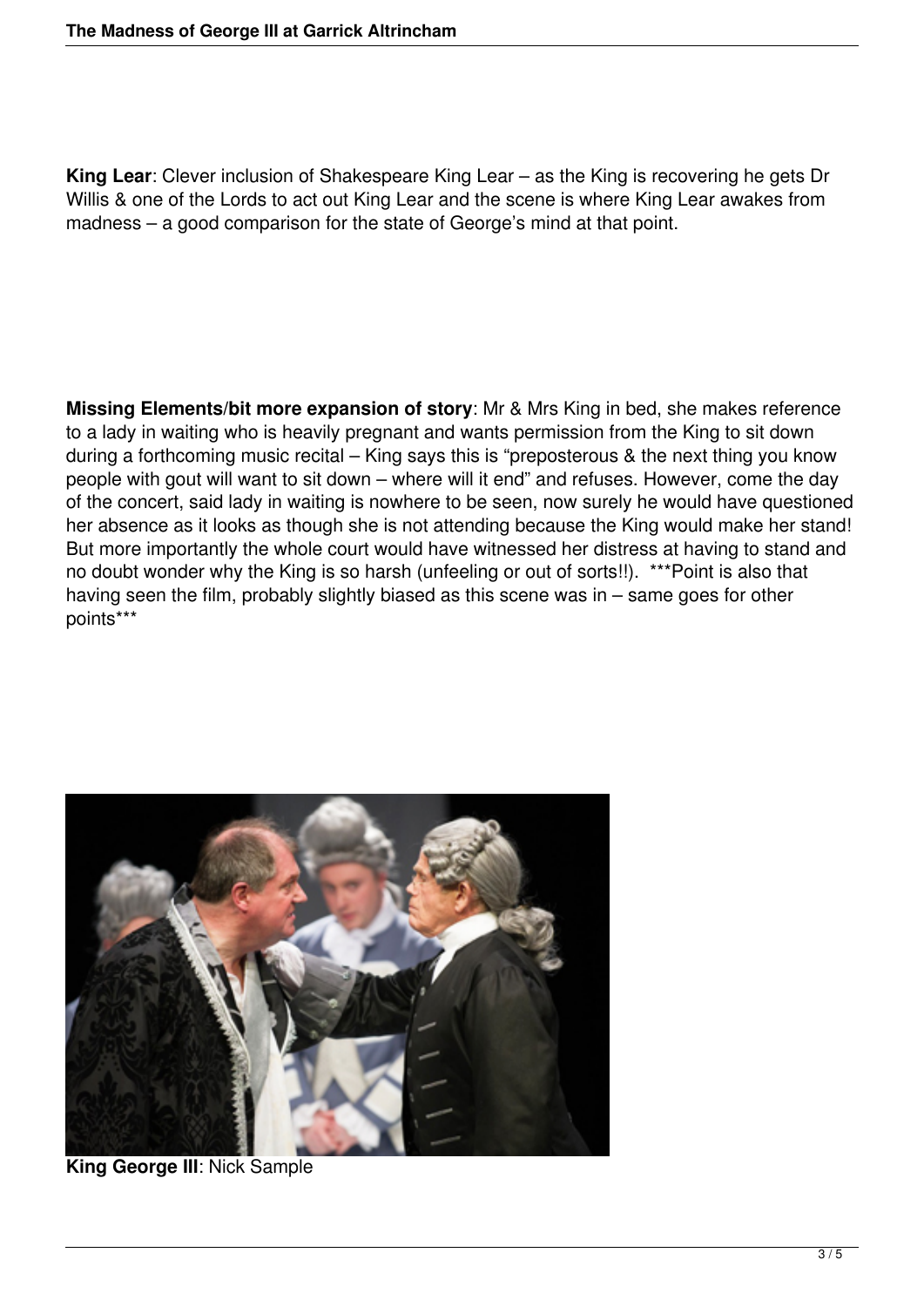**King Lear**: Clever inclusion of Shakespeare King Lear – as the King is recovering he gets Dr Willis & one of the Lords to act out King Lear and the scene is where King Lear awakes from madness – a good comparison for the state of George's mind at that point.

**Missing Elements/bit more expansion of story**: Mr & Mrs King in bed, she makes reference to a lady in waiting who is heavily pregnant and wants permission from the King to sit down during a forthcoming music recital – King says this is "preposterous & the next thing you know people with gout will want to sit down – where will it end" and refuses. However, come the day of the concert, said lady in waiting is nowhere to be seen, now surely he would have questioned her absence as it looks as though she is not attending because the King would make her stand! But more importantly the whole court would have witnessed her distress at having to stand and no doubt wonder why the King is so harsh (unfeeling or out of sorts!!). ***Point is also that having seen the film, probably slightly biased as this scene was in – same goes for other points***

**King George III**: Nick Sample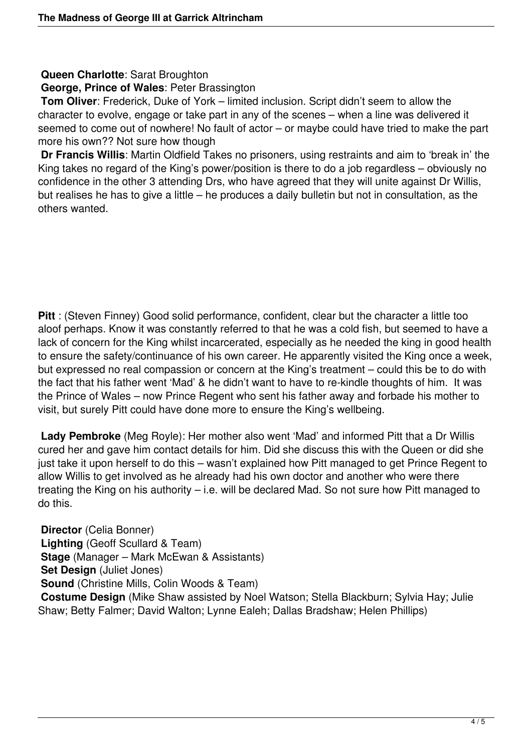**Queen Charlotte**: Sarat Broughton

**George, Prince of Wales**: Peter Brassington

**Tom Oliver**: Frederick, Duke of York – limited inclusion. Script didn't seem to allow the character to evolve, engage or take part in any of the scenes – when a line was delivered it seemed to come out of nowhere! No fault of actor – or maybe could have tried to make the part more his own?? Not sure how though

**Dr Francis Willis**: Martin Oldfield Takes no prisoners, using restraints and aim to 'break in' the King takes no regard of the King's power/position is there to do a job regardless – obviously no confidence in the other 3 attending Drs, who have agreed that they will unite against Dr Willis, but realises he has to give a little – he produces a daily bulletin but not in consultation, as the others wanted.

**Pitt** : (Steven Finney) Good solid performance, confident, clear but the character a little too aloof perhaps. Know it was constantly referred to that he was a cold fish, but seemed to have a lack of concern for the King whilst incarcerated, especially as he needed the king in good health to ensure the safety/continuance of his own career. He apparently visited the King once a week, but expressed no real compassion or concern at the King's treatment – could this be to do with the fact that his father went 'Mad' & he didn't want to have to re-kindle thoughts of him. It was the Prince of Wales – now Prince Regent who sent his father away and forbade his mother to visit, but surely Pitt could have done more to ensure the King's wellbeing.

**Lady Pembroke** (Meg Royle): Her mother also went 'Mad' and informed Pitt that a Dr Willis cured her and gave him contact details for him. Did she discuss this with the Queen or did she just take it upon herself to do this – wasn't explained how Pitt managed to get Prince Regent to allow Willis to get involved as he already had his own doctor and another who were there treating the King on his authority – i.e. will be declared Mad. So not sure how Pitt managed to do this.

**Director** (Celia Bonner)

**Lighting** (Geoff Scullard & Team)

**Stage** (Manager – Mark McEwan & Assistants)

**Set Design** (Juliet Jones)

**Sound** (Christine Mills, Colin Woods & Team)

**Costume Design** (Mike Shaw assisted by Noel Watson; Stella Blackburn; Sylvia Hay; Julie Shaw; Betty Falmer; David Walton; Lynne Ealeh; Dallas Bradshaw; Helen Phillips)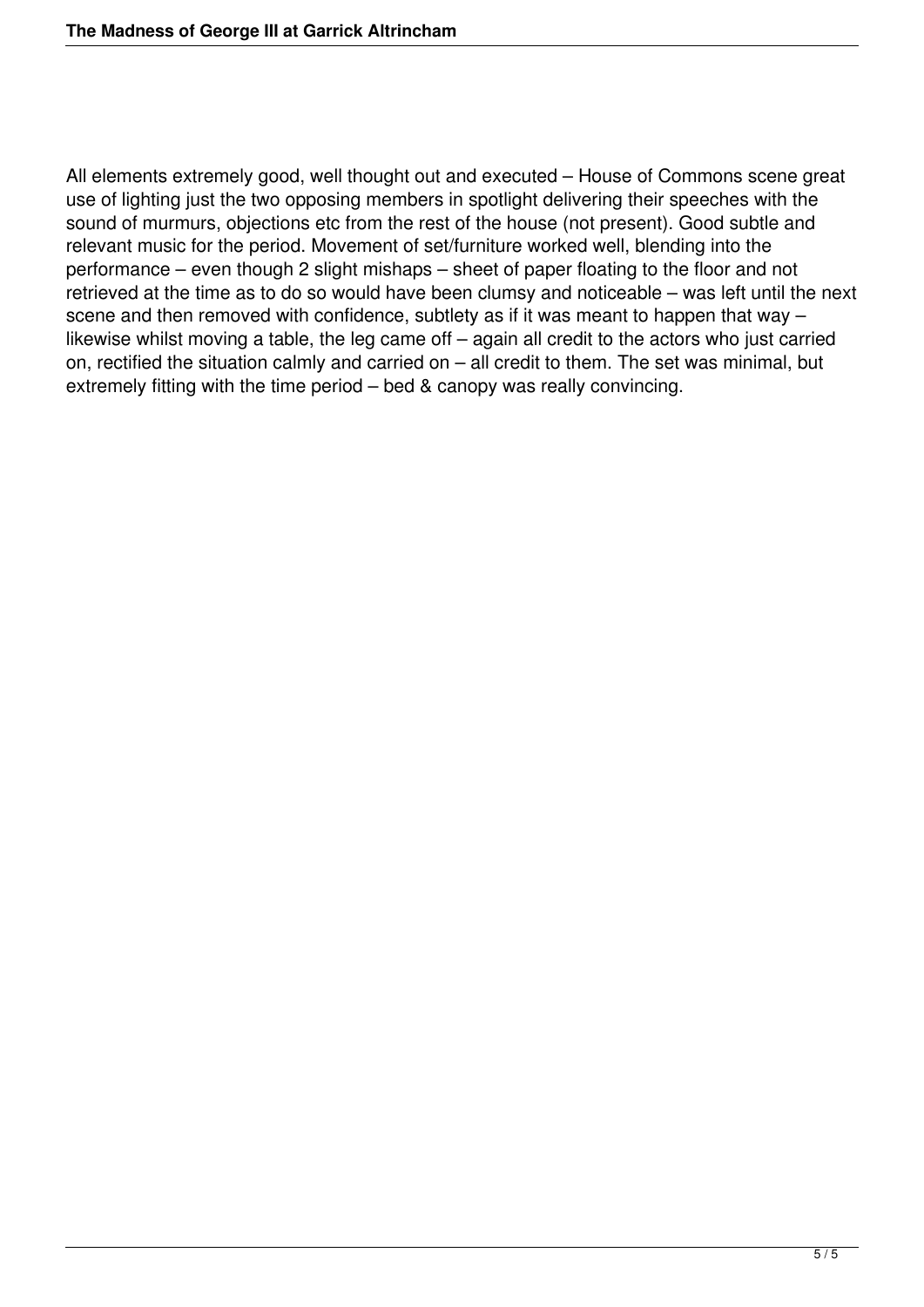All elements extremely good, well thought out and executed – House of Commons scene great use of lighting just the two opposing members in spotlight delivering their speeches with the sound of murmurs, objections etc from the rest of the house (not present). Good subtle and relevant music for the period. Movement of set/furniture worked well, blending into the performance – even though 2 slight mishaps – sheet of paper floating to the floor and not retrieved at the time as to do so would have been clumsy and noticeable – was left until the next scene and then removed with confidence, subtlety as if it was meant to happen that way – likewise whilst moving a table, the leg came off – again all credit to the actors who just carried on, rectified the situation calmly and carried on – all credit to them. The set was minimal, but extremely fitting with the time period – bed & canopy was really convincing.